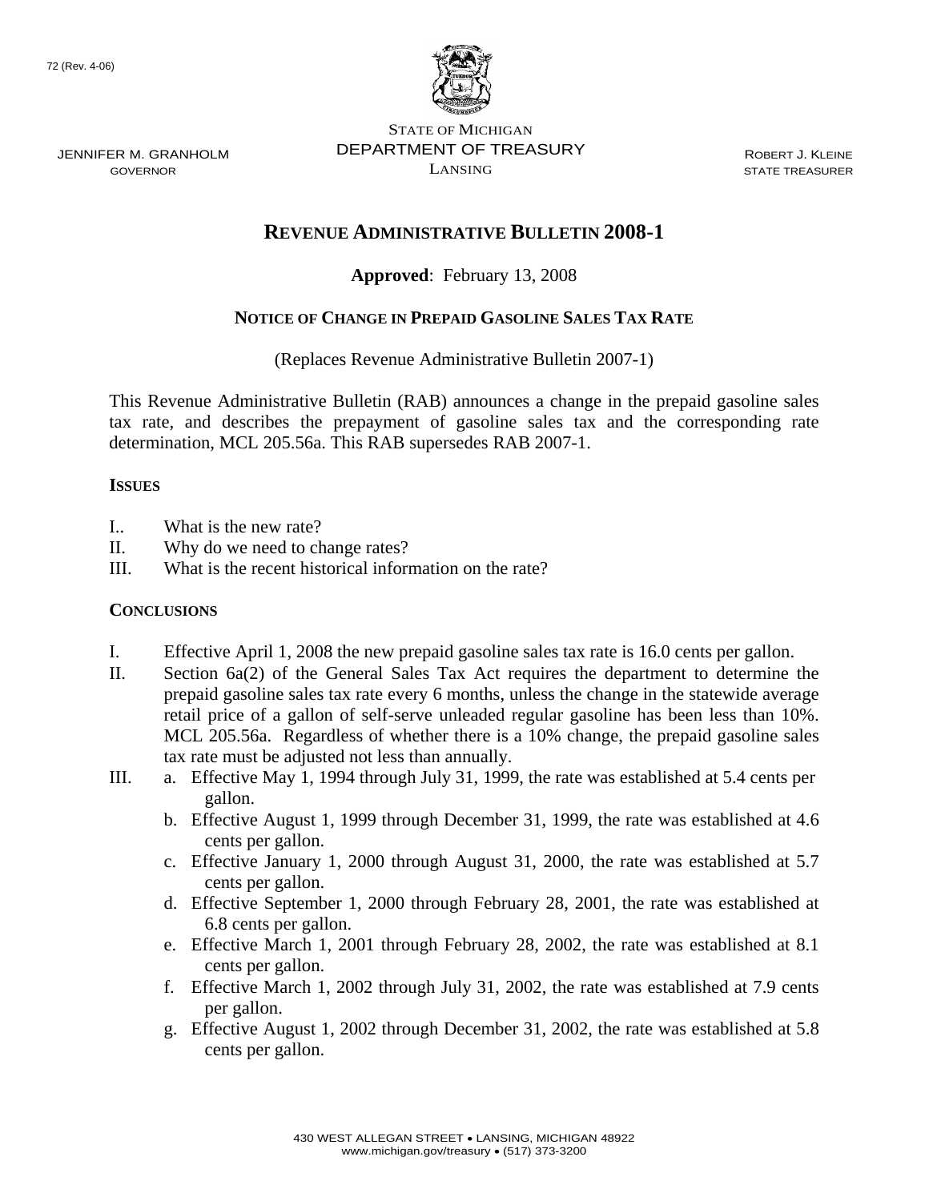72 (Rev. 4-06)

STATE OF MICHIGAN
DEPARTMENT OF TREASURY
LANSING

JENNIFER M. GRANHOLM
GOVERNOR

ROBERT J. KLEINE
STATE TREASURER

# REVENUE ADMINISTRATIVE BULLETIN 2008-1

**Approved**: February 13, 2008

## NOTICE OF CHANGE IN PREPAID GASOLINE SALES TAX RATE

(Replaces Revenue Administrative Bulletin 2007-1)

This Revenue Administrative Bulletin (RAB) announces a change in the prepaid gasoline sales tax rate, and describes the prepayment of gasoline sales tax and the corresponding rate determination, MCL 205.56a. This RAB supersedes RAB 2007-1.

### ISSUES

I.. What is the new rate?
II. Why do we need to change rates?
III. What is the recent historical information on the rate?

### CONCLUSIONS

I. Effective April 1, 2008 the new prepaid gasoline sales tax rate is 16.0 cents per gallon.

II. Section 6a(2) of the General Sales Tax Act requires the department to determine the prepaid gasoline sales tax rate every 6 months, unless the change in the statewide average retail price of a gallon of self-serve unleaded regular gasoline has been less than 10%. MCL 205.56a. Regardless of whether there is a 10% change, the prepaid gasoline sales tax rate must be adjusted not less than annually.

III.
  a. Effective May 1, 1994 through July 31, 1999, the rate was established at 5.4 cents per gallon.
  b. Effective August 1, 1999 through December 31, 1999, the rate was established at 4.6 cents per gallon.
  c. Effective January 1, 2000 through August 31, 2000, the rate was established at 5.7 cents per gallon.
  d. Effective September 1, 2000 through February 28, 2001, the rate was established at 6.8 cents per gallon.
  e. Effective March 1, 2001 through February 28, 2002, the rate was established at 8.1 cents per gallon.
  f. Effective March 1, 2002 through July 31, 2002, the rate was established at 7.9 cents per gallon.
  g. Effective August 1, 2002 through December 31, 2002, the rate was established at 5.8 cents per gallon.

430 WEST ALLEGAN STREET • LANSING, MICHIGAN 48922
www.michigan.gov/treasury • (517) 373-3200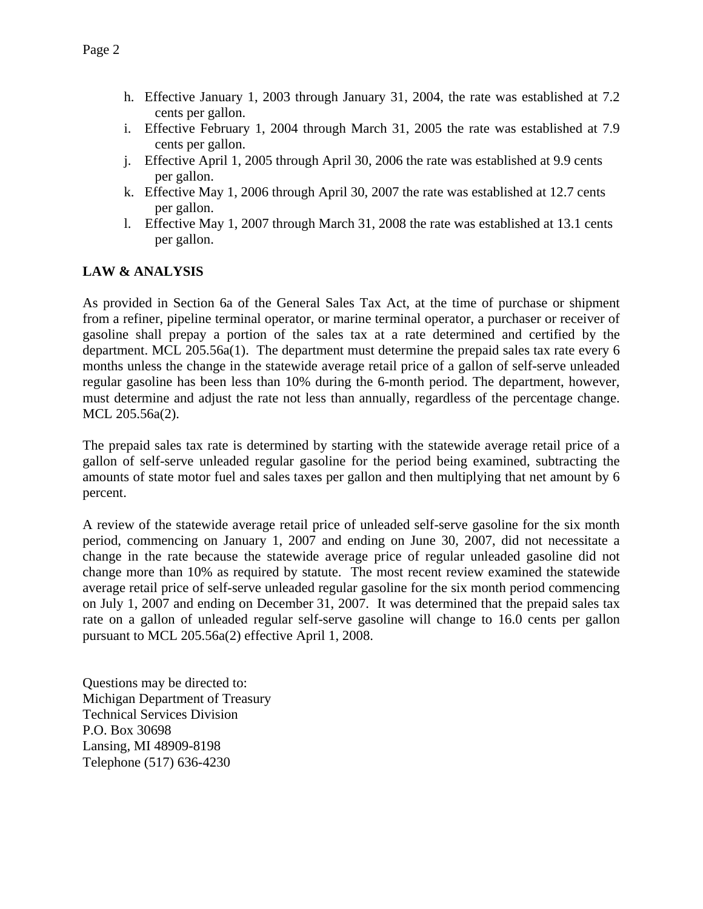h. Effective January 1, 2003 through January 31, 2004, the rate was established at 7.2 cents per gallon.
i. Effective February 1, 2004 through March 31, 2005 the rate was established at 7.9 cents per gallon.
j. Effective April 1, 2005 through April 30, 2006 the rate was established at 9.9 cents per gallon.
k. Effective May 1, 2006 through April 30, 2007 the rate was established at 12.7 cents per gallon.
l. Effective May 1, 2007 through March 31, 2008 the rate was established at 13.1 cents per gallon.

**LAW & ANALYSIS**

As provided in Section 6a of the General Sales Tax Act, at the time of purchase or shipment from a refiner, pipeline terminal operator, or marine terminal operator, a purchaser or receiver of gasoline shall prepay a portion of the sales tax at a rate determined and certified by the department. MCL 205.56a(1). The department must determine the prepaid sales tax rate every 6 months unless the change in the statewide average retail price of a gallon of self-serve unleaded regular gasoline has been less than 10% during the 6-month period. The department, however, must determine and adjust the rate not less than annually, regardless of the percentage change. MCL 205.56a(2).

The prepaid sales tax rate is determined by starting with the statewide average retail price of a gallon of self-serve unleaded regular gasoline for the period being examined, subtracting the amounts of state motor fuel and sales taxes per gallon and then multiplying that net amount by 6 percent.

A review of the statewide average retail price of unleaded self-serve gasoline for the six month period, commencing on January 1, 2007 and ending on June 30, 2007, did not necessitate a change in the rate because the statewide average price of regular unleaded gasoline did not change more than 10% as required by statute. The most recent review examined the statewide average retail price of self-serve unleaded regular gasoline for the six month period commencing on July 1, 2007 and ending on December 31, 2007. It was determined that the prepaid sales tax rate on a gallon of unleaded regular self-serve gasoline will change to 16.0 cents per gallon pursuant to MCL 205.56a(2) effective April 1, 2008.

Questions may be directed to:
Michigan Department of Treasury
Technical Services Division
P.O. Box 30698
Lansing, MI 48909-8198
Telephone (517) 636-4230